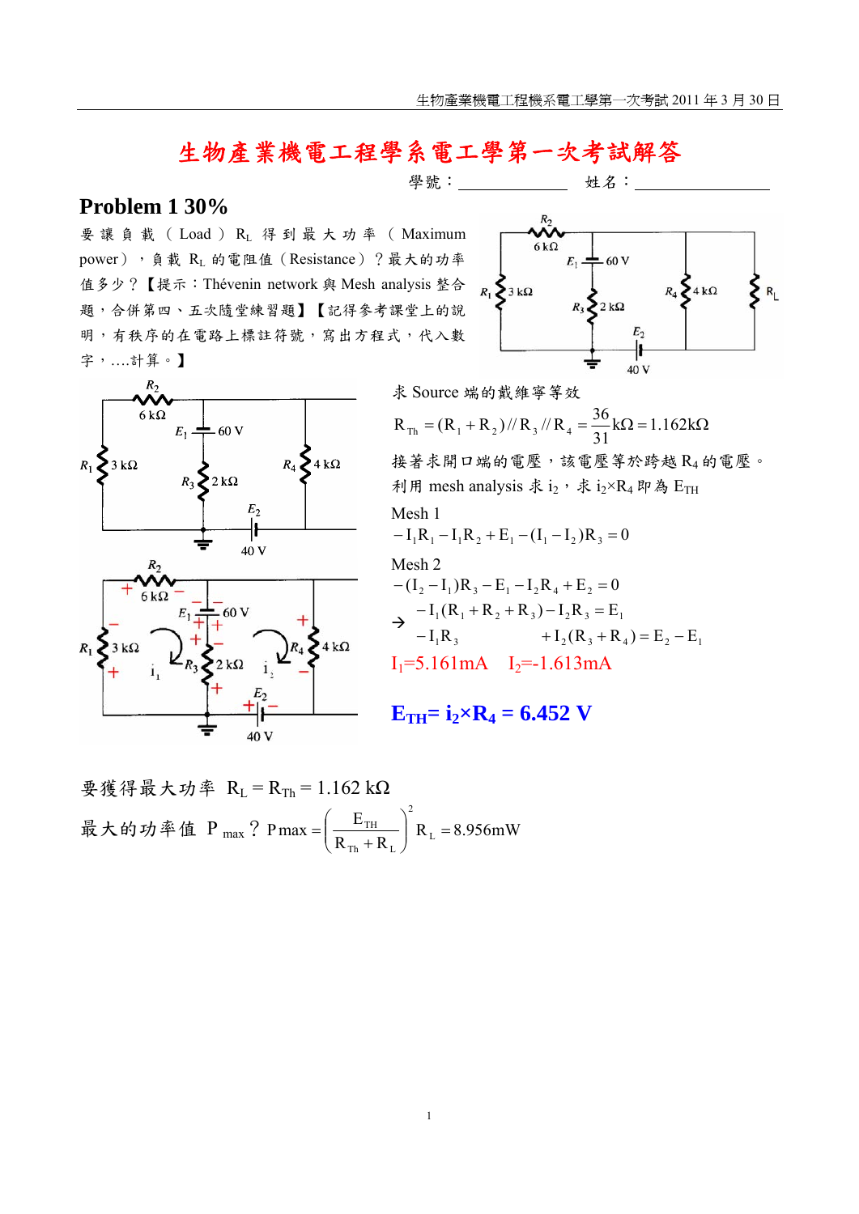# 生物產業機電工程學系電工學第一次考試解答

學號：\_\_\_\_\_\_\_\_\_\_\_\_ 姓名：\_\_\_\_\_\_\_\_\_\_\_\_

## Problem 1 30%

要讓負載（Load）$R_L$ 得到最大功率（Maximum power），負載 $R_L$ 的電阻值（Resistance）？最大的功率值多少？【提示：Thévenin network 與 Mesh analysis 整合題，合併第四、五次隨堂練習題】【記得參考課堂上的說明，有秩序的在電路上標註符號，寫出方程式，代入數字，....計算。】

求 Source 端的戴維寧等效

$$R_{Th} = (R_1 + R_2) // R_3 // R_4 = \frac{36}{31}\text{k}\Omega = 1.162\text{k}\Omega$$

接著求開口端的電壓，該電壓等於跨越 $R_4$ 的電壓。

利用 mesh analysis 求 $i_2$，求 $i_2 \times R_4$ 即為 $E_{TH}$

Mesh 1

$$-I_1R_1 - I_1R_2 + E_1 - (I_1 - I_2)R_3 = 0$$

Mesh 2

$$-(I_2 - I_1)R_3 - E_1 - I_2R_4 + E_2 = 0$$

$$\rightarrow \begin{aligned} -I_1(R_1 + R_2 + R_3) - I_2R_3 &= E_1 \\ -I_1R_3 \qquad\qquad + I_2(R_3 + R_4) &= E_2 - E_1 \end{aligned}$$

$I_1$=5.161mA　$I_2$=-1.613mA

**$E_{TH} = i_2 \times R_4 = 6.452$ V**

要獲得最大功率 $R_L = R_{Th} = 1.162\ \text{k}\Omega$

最大的功率值 $P_{max}$？ $P\max = \left(\dfrac{E_{TH}}{R_{Th} + R_L}\right)^2 R_L = 8.956\text{mW}$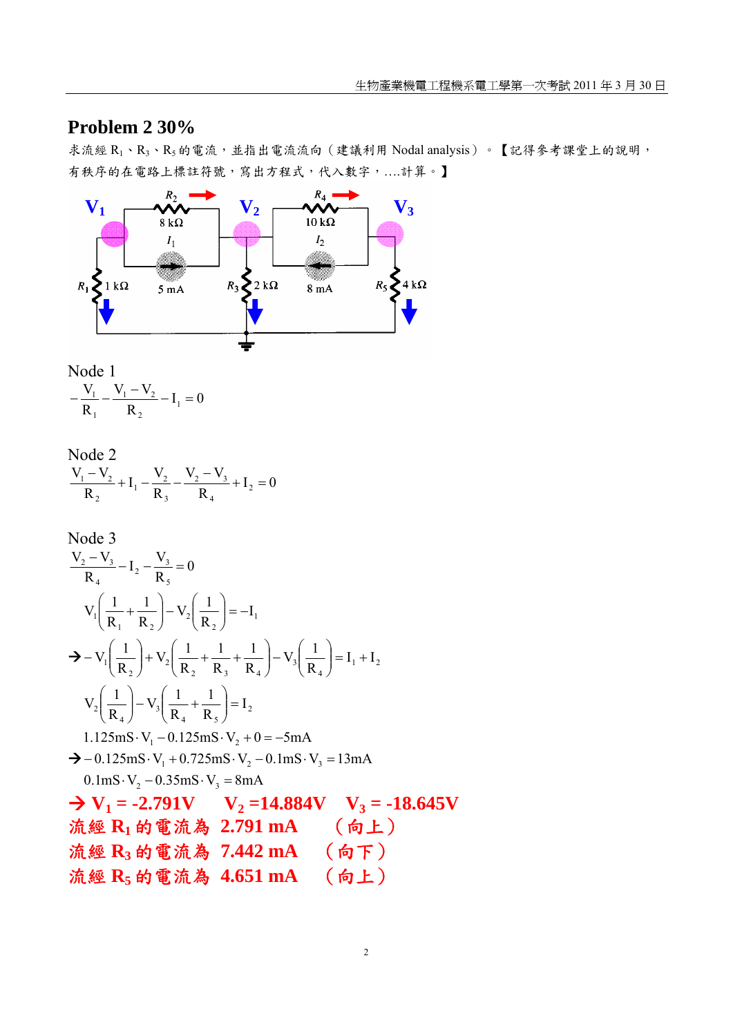## Problem 2 30%

求流經 $R_1$、$R_3$、$R_5$ 的電流，並指出電流流向（建議利用 Nodal analysis）。【記得參考課堂上的說明，有秩序的在電路上標註符號，寫出方程式，代入數字，….計算。】

Node 1

$$-\frac{V_1}{R_1}-\frac{V_1-V_2}{R_2}-I_1=0$$

Node 2

$$\frac{V_1-V_2}{R_2}+I_1-\frac{V_2}{R_3}-\frac{V_2-V_3}{R_4}+I_2=0$$

Node 3

$$\frac{V_2-V_3}{R_4}-I_2-\frac{V_3}{R_5}=0$$

$$V_1\left(\frac{1}{R_1}+\frac{1}{R_2}\right)-V_2\left(\frac{1}{R_2}\right)=-I_1$$

$$\rightarrow -V_1\left(\frac{1}{R_2}\right)+V_2\left(\frac{1}{R_2}+\frac{1}{R_3}+\frac{1}{R_4}\right)-V_3\left(\frac{1}{R_4}\right)=I_1+I_2$$

$$V_2\left(\frac{1}{R_4}\right)-V_3\left(\frac{1}{R_4}+\frac{1}{R_5}\right)=I_2$$

$$1.125\text{mS}\cdot V_1-0.125\text{mS}\cdot V_2+0=-5\text{mA}$$

$$\rightarrow -0.125\text{mS}\cdot V_1+0.725\text{mS}\cdot V_2-0.1\text{mS}\cdot V_3=13\text{mA}$$

$$0.1\text{mS}\cdot V_2-0.35\text{mS}\cdot V_3=8\text{mA}$$

**→ $V_1$ = -2.791V　$V_2$ =14.884V　$V_3$ = -18.645V**

**流經 $R_1$ 的電流為 2.791 mA　（向上）**

**流經 $R_3$ 的電流為 7.442 mA　（向下）**

**流經 $R_5$ 的電流為 4.651 mA　（向上）**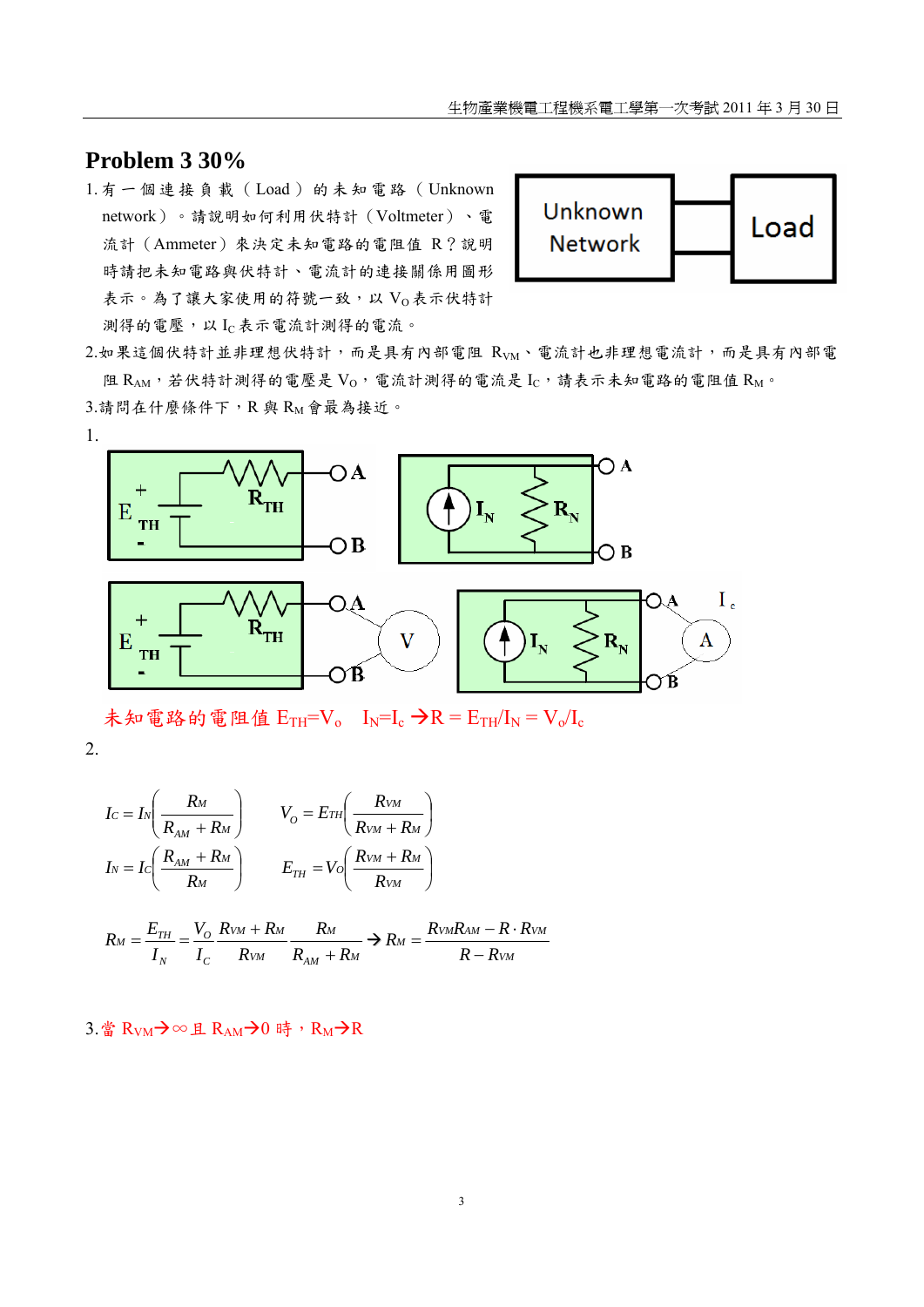## Problem 3 30%

1. 有一個連接負載（Load）的未知電路（Unknown network）。請說明如何利用伏特計（Voltmeter）、電流計（Ammeter）來決定未知電路的電阻值 R？說明時請把未知電路與伏特計、電流計的連接關係用圖形表示。為了讓大家使用的符號一致，以 $V_O$ 表示伏特計測得的電壓，以 $I_C$ 表示電流計測得的電流。

2. 如果這個伏特計並非理想伏特計，而是具有內部電阻 $R_{VM}$、電流計也非理想電流計，而是具有內部電阻 $R_{AM}$，若伏特計測得的電壓是 $V_O$，電流計測得的電流是 $I_C$，請表示未知電路的電阻值 $R_M$。

3. 請問在什麼條件下，R 與 $R_M$ 會最為接近。

1.

未知電路的電阻值 $E_{TH}=V_o$　$I_N=I_c$ → $R = E_{TH}/I_N = V_o/I_c$

2.

$$I_C = I_N\left(\frac{R_M}{R_{AM}+R_M}\right) \qquad V_O = E_{TH}\left(\frac{R_{VM}}{R_{VM}+R_M}\right)$$

$$I_N = I_C\left(\frac{R_{AM}+R_M}{R_M}\right) \qquad E_{TH} = V_O\left(\frac{R_{VM}+R_M}{R_{VM}}\right)$$

$$R_M = \frac{E_{TH}}{I_N} = \frac{V_O}{I_C}\frac{R_{VM}+R_M}{R_{VM}}\frac{R_M}{R_{AM}+R_M} \rightarrow R_M = \frac{R_{VM}R_{AM} - R\cdot R_{VM}}{R - R_{VM}}$$

3. 當 $R_{VM}\rightarrow\infty$ 且 $R_{AM}\rightarrow 0$ 時，$R_M\rightarrow R$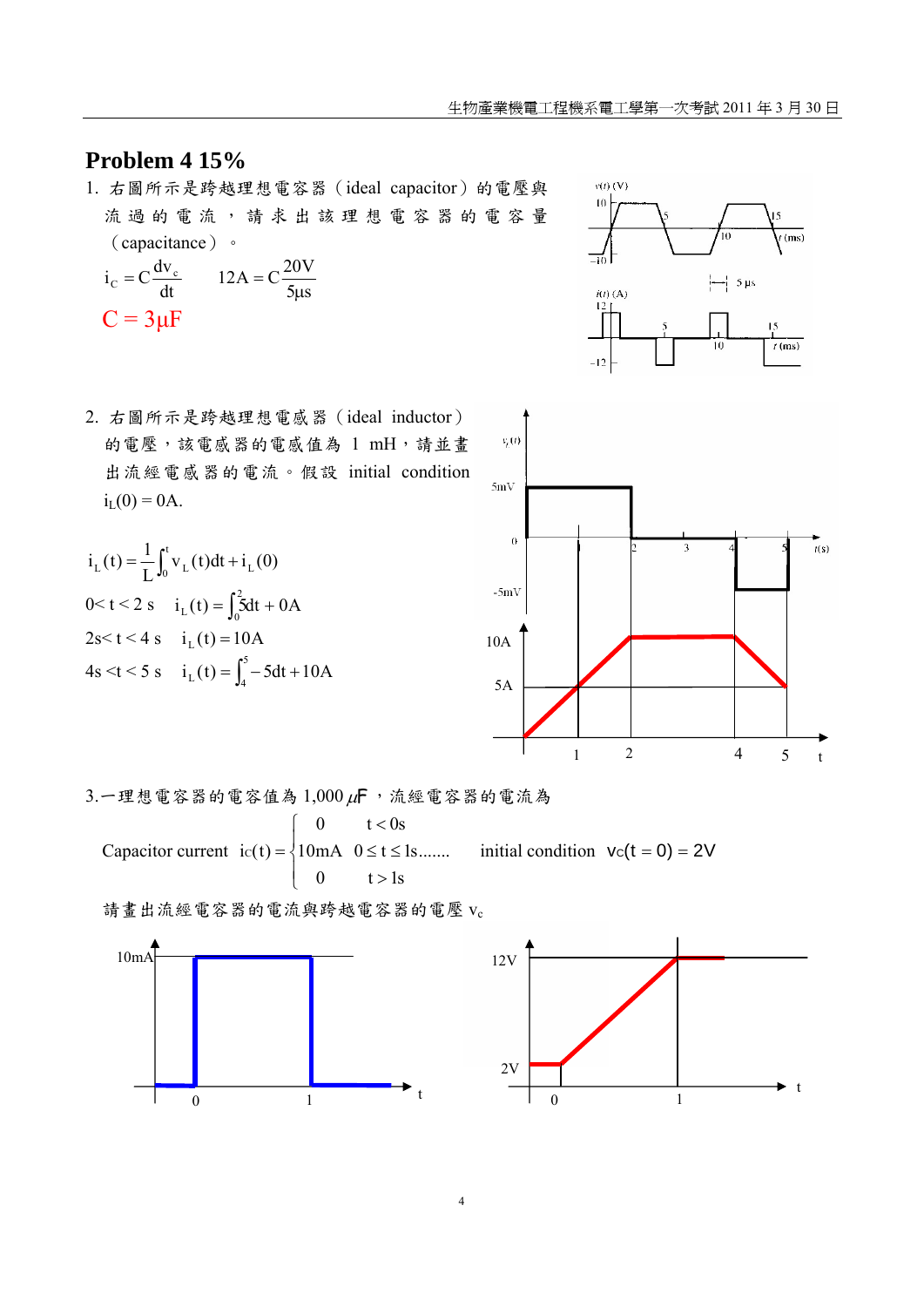## Problem 4 15%

1. 右圖所示是跨越理想電容器（ideal capacitor）的電壓與流過的電流，請求出該理想電容器的電容量（capacitance）。

$$i_C = C\frac{dv_c}{dt} \qquad 12A = C\frac{20V}{5\mu s}$$

$C = 3\mu F$

v(t) (V)
10
5
15
10
t (ms)
−10
5 μs
i(t) (A)
12
5
15
10
t (ms)
−12

2. 右圖所示是跨越理想電感器（ideal inductor）的電壓，該電感器的電感值為 1 mH，請並畫出流經電感器的電流。假設 initial condition $i_L(0) = 0A$.

$$i_L(t) = \frac{1}{L}\int_0^t v_L(t)dt + i_L(0)$$

$0 < t < 2$ s $\quad i_L(t) = \int_0^2 5dt + 0A$

$2s < t < 4$ s $\quad i_L(t) = 10A$

$4s < t < 5$ s $\quad i_L(t) = \int_4^5 -5dt + 10A$

$v_L(t)$
5mV
0
-5mV
2
3
4
5
t(s)

10A
5A
1
2
4
5
t

3. 一理想電容器的電容值為 1,000 $\mu F$，流經電容器的電流為

$$\text{Capacitor current } \ i_C(t) = \begin{cases} 0 & t < 0s \\ 10mA & 0 \le t \le 1s ....... \\ 0 & t > 1s \end{cases} \qquad \text{initial condition } \ v_C(t=0) = 2V$$

請畫出流經電容器的電流與跨越電容器的電壓 $v_c$

10mA
0
1
t

12V
2V
0
1
t